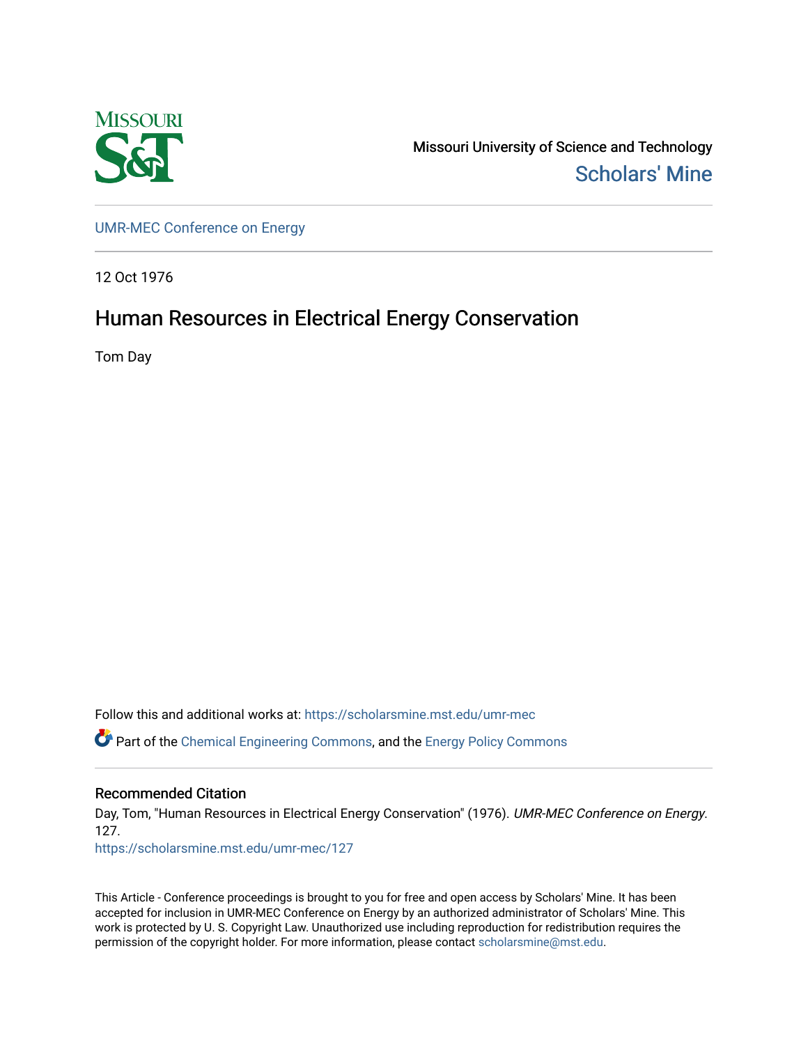Missouri University of Science and Technology

Scholars' Mine

UMR-MEC Conference on Energy

12 Oct 1976

# Human Resources in Electrical Energy Conservation

Tom Day

Follow this and additional works at: https://scholarsmine.mst.edu/umr-mec

Part of the Chemical Engineering Commons, and the Energy Policy Commons

## Recommended Citation

Day, Tom, "Human Resources in Electrical Energy Conservation" (1976). *UMR-MEC Conference on Energy*. 127.

https://scholarsmine.mst.edu/umr-mec/127

This Article - Conference proceedings is brought to you for free and open access by Scholars' Mine. It has been accepted for inclusion in UMR-MEC Conference on Energy by an authorized administrator of Scholars' Mine. This work is protected by U. S. Copyright Law. Unauthorized use including reproduction for redistribution requires the permission of the copyright holder. For more information, please contact scholarsmine@mst.edu.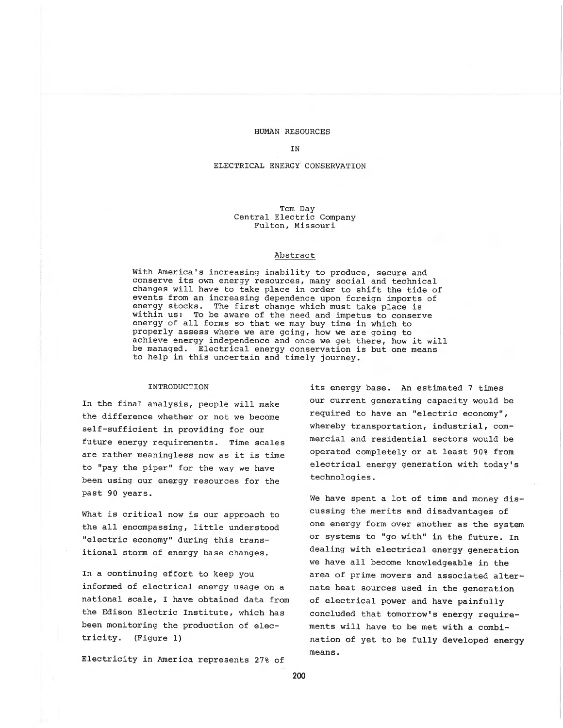# HUMAN RESOURCES

# IN

# ELECTRICAL ENERGY CONSERVATION

Tom Day
Central Electric Company
Fulton, Missouri

## Abstract

With America's increasing inability to produce, secure and conserve its own energy resources, many social and technical changes will have to take place in order to shift the tide of events from an increasing dependence upon foreign imports of energy stocks. The first change which must take place is within us: To be aware of the need and impetus to conserve energy of all forms so that we may buy time in which to properly assess where we are going, how we are going to achieve energy independence and once we get there, how it will be managed. Electrical energy conservation is but one means to help in this uncertain and timely journey.

## INTRODUCTION

In the final analysis, people will make the difference whether or not we become self-sufficient in providing for our future energy requirements. Time scales are rather meaningless now as it is time to "pay the piper" for the way we have been using our energy resources for the past 90 years.

What is critical now is our approach to the all encompassing, little understood "electric economy" during this transitional storm of energy base changes.

In a continuing effort to keep you informed of electrical energy usage on a national scale, I have obtained data from the Edison Electric Institute, which has been monitoring the production of electricity. (Figure 1)

Electricity in America represents 27% of its energy base. An estimated 7 times our current generating capacity would be required to have an "electric economy", whereby transportation, industrial, commercial and residential sectors would be operated completely or at least 90% from electrical energy generation with today's technologies.

We have spent a lot of time and money discussing the merits and disadvantages of one energy form over another as the system or systems to "go with" in the future. In dealing with electrical energy generation we have all become knowledgeable in the area of prime movers and associated alternate heat sources used in the generation of electrical power and have painfully concluded that tomorrow's energy requirements will have to be met with a combination of yet to be fully developed energy means.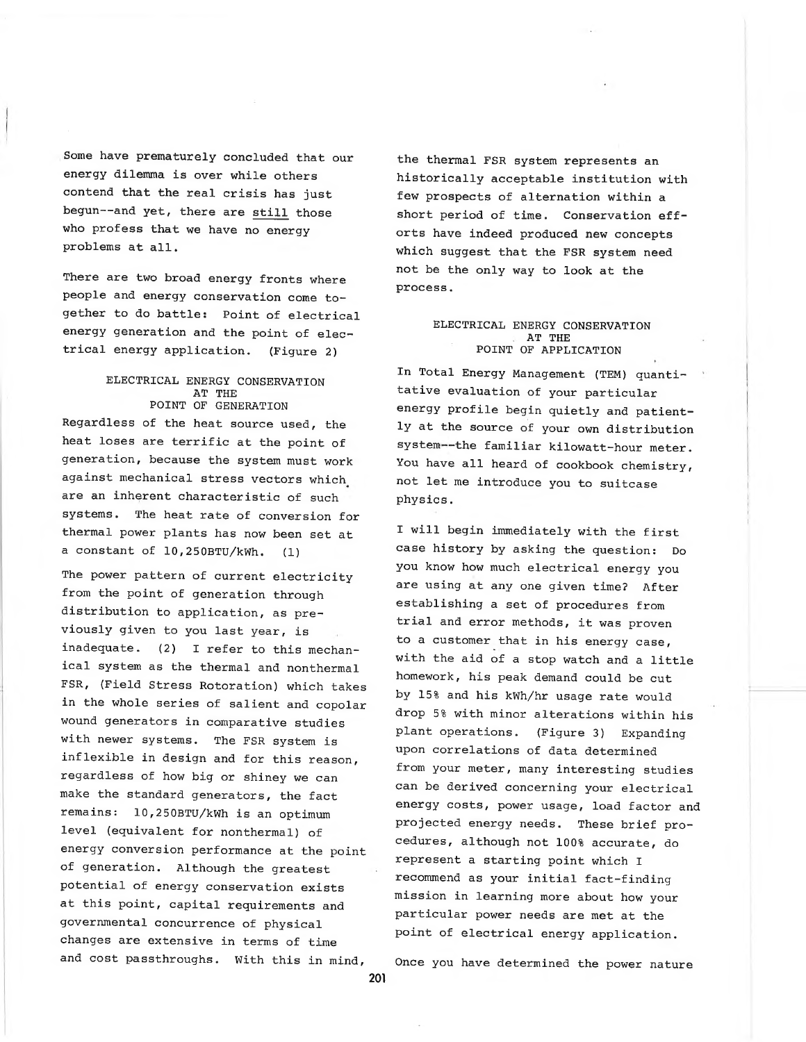Some have prematurely concluded that our energy dilemma is over while others contend that the real crisis has just begun--and yet, there are still those who profess that we have no energy problems at all.

There are two broad energy fronts where people and energy conservation come together to do battle: Point of electrical energy generation and the point of electrical energy application. (Figure 2)

### ELECTRICAL ENERGY CONSERVATION AT THE POINT OF GENERATION

Regardless of the heat source used, the heat loses are terrific at the point of generation, because the system must work against mechanical stress vectors which are an inherent characteristic of such systems. The heat rate of conversion for thermal power plants has now been set at a constant of 10,250BTU/kWh. (1)

The power pattern of current electricity from the point of generation through distribution to application, as previously given to you last year, is inadequate. (2) I refer to this mechanical system as the thermal and nonthermal FSR, (Field Stress Rotoration) which takes in the whole series of salient and copolar wound generators in comparative studies with newer systems. The FSR system is inflexible in design and for this reason, regardless of how big or shiney we can make the standard generators, the fact remains: 10,250BTU/kWh is an optimum level (equivalent for nonthermal) of energy conversion performance at the point of generation. Although the greatest potential of energy conservation exists at this point, capital requirements and governmental concurrence of physical changes are extensive in terms of time and cost passthroughs. With this in mind, the thermal FSR system represents an historically acceptable institution with few prospects of alternation within a short period of time. Conservation efforts have indeed produced new concepts which suggest that the FSR system need not be the only way to look at the process.

### ELECTRICAL ENERGY CONSERVATION AT THE POINT OF APPLICATION

In Total Energy Management (TEM) quantitative evaluation of your particular energy profile begin quietly and patiently at the source of your own distribution system--the familiar kilowatt-hour meter. You have all heard of cookbook chemistry, not let me introduce you to suitcase physics.

I will begin immediately with the first case history by asking the question: Do you know how much electrical energy you are using at any one given time? After establishing a set of procedures from trial and error methods, it was proven to a customer that in his energy case, with the aid of a stop watch and a little homework, his peak demand could be cut by 15% and his kWh/hr usage rate would drop 5% with minor alterations within his plant operations. (Figure 3) Expanding upon correlations of data determined from your meter, many interesting studies can be derived concerning your electrical energy costs, power usage, load factor and projected energy needs. These brief procedures, although not 100% accurate, do represent a starting point which I recommend as your initial fact-finding mission in learning more about how your particular power needs are met at the point of electrical energy application.

Once you have determined the power nature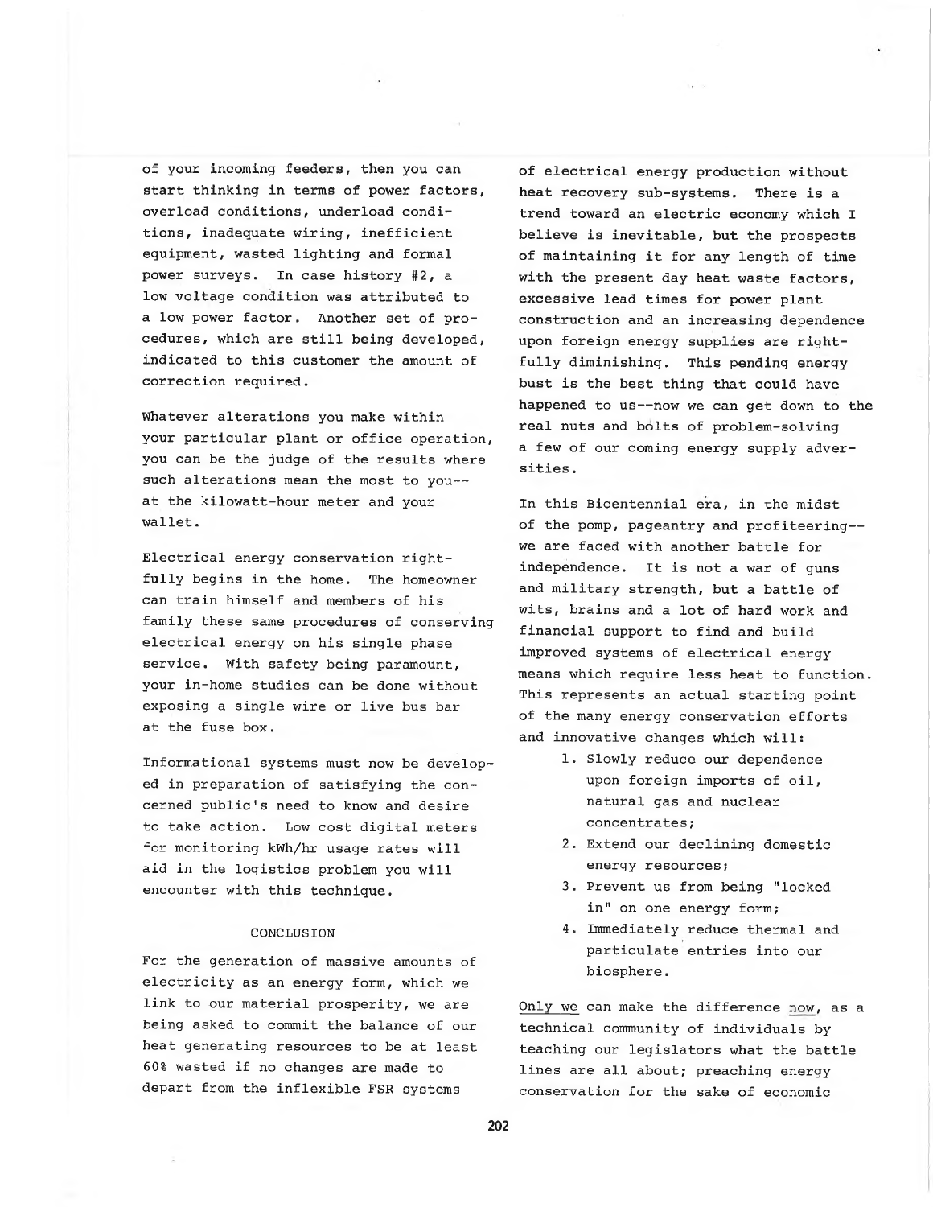of your incoming feeders, then you can start thinking in terms of power factors, overload conditions, underload conditions, inadequate wiring, inefficient equipment, wasted lighting and formal power surveys. In case history #2, a low voltage condition was attributed to a low power factor. Another set of procedures, which are still being developed, indicated to this customer the amount of correction required.

Whatever alterations you make within your particular plant or office operation, you can be the judge of the results where such alterations mean the most to you--at the kilowatt-hour meter and your wallet.

Electrical energy conservation rightfully begins in the home. The homeowner can train himself and members of his family these same procedures of conserving electrical energy on his single phase service. With safety being paramount, your in-home studies can be done without exposing a single wire or live bus bar at the fuse box.

Informational systems must now be developed in preparation of satisfying the concerned public's need to know and desire to take action. Low cost digital meters for monitoring kWh/hr usage rates will aid in the logistics problem you will encounter with this technique.

## CONCLUSION

For the generation of massive amounts of electricity as an energy form, which we link to our material prosperity, we are being asked to commit the balance of our heat generating resources to be at least 60% wasted if no changes are made to depart from the inflexible FSR systems of electrical energy production without heat recovery sub-systems. There is a trend toward an electric economy which I believe is inevitable, but the prospects of maintaining it for any length of time with the present day heat waste factors, excessive lead times for power plant construction and an increasing dependence upon foreign energy supplies are rightfully diminishing. This pending energy bust is the best thing that could have happened to us--now we can get down to the real nuts and bolts of problem-solving a few of our coming energy supply adversities.

In this Bicentennial era, in the midst of the pomp, pageantry and profiteering--we are faced with another battle for independence. It is not a war of guns and military strength, but a battle of wits, brains and a lot of hard work and financial support to find and build improved systems of electrical energy means which require less heat to function. This represents an actual starting point of the many energy conservation efforts and innovative changes which will:

1. Slowly reduce our dependence upon foreign imports of oil, natural gas and nuclear concentrates;
2. Extend our declining domestic energy resources;
3. Prevent us from being "locked in" on one energy form;
4. Immediately reduce thermal and particulate entries into our biosphere.

Only we can make the difference now, as a technical community of individuals by teaching our legislators what the battle lines are all about; preaching energy conservation for the sake of economic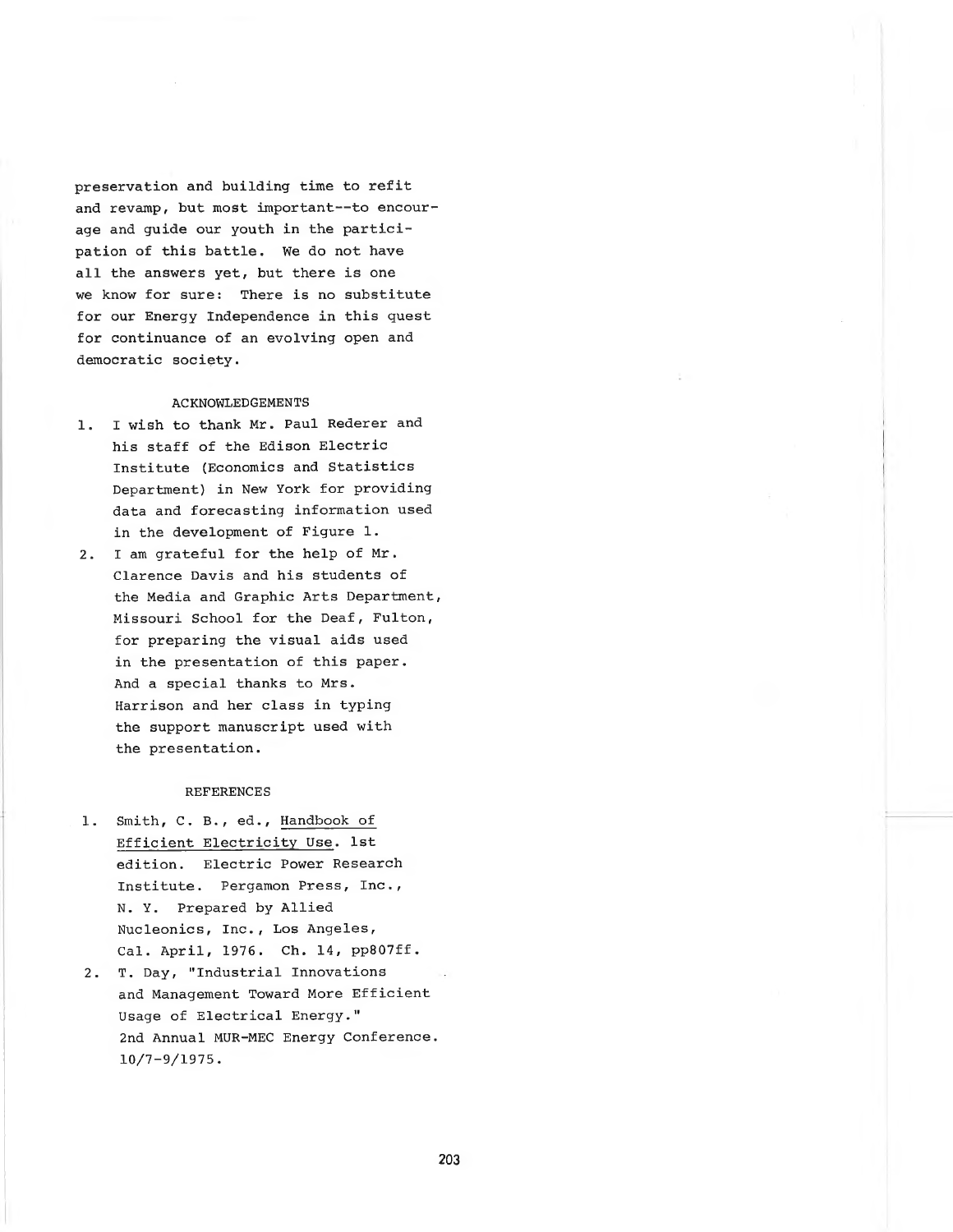preservation and building time to refit and revamp, but most important--to encourage and guide our youth in the participation of this battle. We do not have all the answers yet, but there is one we know for sure: There is no substitute for our Energy Independence in this quest for continuance of an evolving open and democratic society.

## ACKNOWLEDGEMENTS

1. I wish to thank Mr. Paul Rederer and his staff of the Edison Electric Institute (Economics and Statistics Department) in New York for providing data and forecasting information used in the development of Figure 1.
2. I am grateful for the help of Mr. Clarence Davis and his students of the Media and Graphic Arts Department, Missouri School for the Deaf, Fulton, for preparing the visual aids used in the presentation of this paper. And a special thanks to Mrs. Harrison and her class in typing the support manuscript used with the presentation.

## REFERENCES

1. Smith, C. B., ed., Handbook of Efficient Electricity Use. 1st edition. Electric Power Research Institute. Pergamon Press, Inc., N. Y. Prepared by Allied Nucleonics, Inc., Los Angeles, Cal. April, 1976. Ch. 14, pp807ff.
2. T. Day, "Industrial Innovations and Management Toward More Efficient Usage of Electrical Energy." 2nd Annual MUR-MEC Energy Conference. 10/7-9/1975.